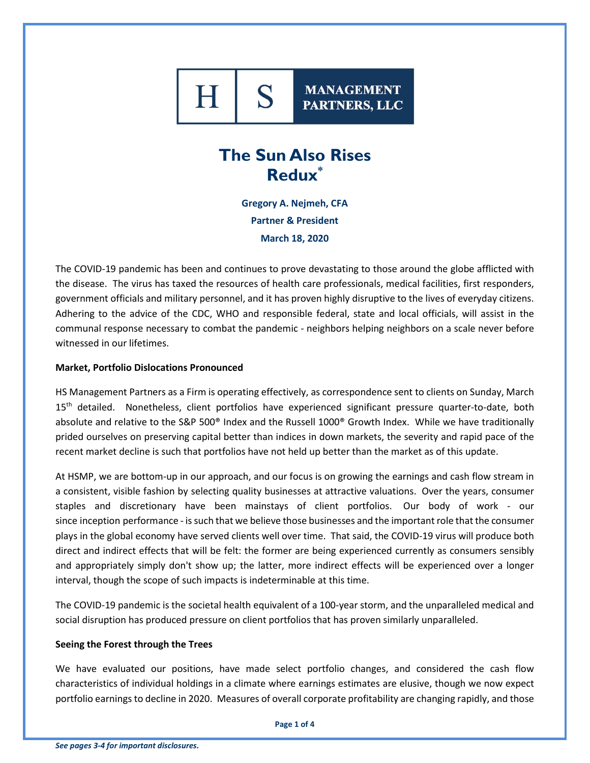**H | S MANAGEMENT PARTNERS, LLC**

# The Sun Also Rises Redux*

**Gregory A. Nejmeh, CFA**

**Partner & President**

**March 18, 2020**

The COVID-19 pandemic has been and continues to prove devastating to those around the globe afflicted with the disease. The virus has taxed the resources of health care professionals, medical facilities, first responders, government officials and military personnel, and it has proven highly disruptive to the lives of everyday citizens. Adhering to the advice of the CDC, WHO and responsible federal, state and local officials, will assist in the communal response necessary to combat the pandemic - neighbors helping neighbors on a scale never before witnessed in our lifetimes.

**Market, Portfolio Dislocations Pronounced**

HS Management Partners as a Firm is operating effectively, as correspondence sent to clients on Sunday, March 15th detailed. Nonetheless, client portfolios have experienced significant pressure quarter-to-date, both absolute and relative to the S&P 500® Index and the Russell 1000® Growth Index. While we have traditionally prided ourselves on preserving capital better than indices in down markets, the severity and rapid pace of the recent market decline is such that portfolios have not held up better than the market as of this update.

At HSMP, we are bottom-up in our approach, and our focus is on growing the earnings and cash flow stream in a consistent, visible fashion by selecting quality businesses at attractive valuations. Over the years, consumer staples and discretionary have been mainstays of client portfolios. Our body of work - our since inception performance - is such that we believe those businesses and the important role that the consumer plays in the global economy have served clients well over time. That said, the COVID-19 virus will produce both direct and indirect effects that will be felt: the former are being experienced currently as consumers sensibly and appropriately simply don't show up; the latter, more indirect effects will be experienced over a longer interval, though the scope of such impacts is indeterminable at this time.

The COVID-19 pandemic is the societal health equivalent of a 100-year storm, and the unparalleled medical and social disruption has produced pressure on client portfolios that has proven similarly unparalleled.

**Seeing the Forest through the Trees**

We have evaluated our positions, have made select portfolio changes, and considered the cash flow characteristics of individual holdings in a climate where earnings estimates are elusive, though we now expect portfolio earnings to decline in 2020. Measures of overall corporate profitability are changing rapidly, and those

*See pages 3-4 for important disclosures.*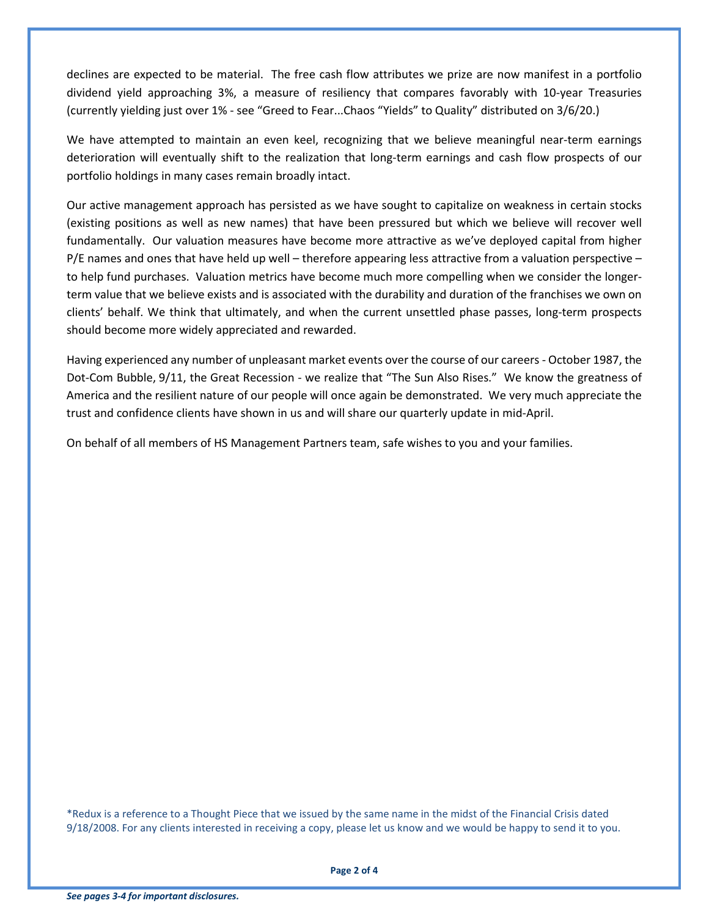declines are expected to be material. The free cash flow attributes we prize are now manifest in a portfolio dividend yield approaching 3%, a measure of resiliency that compares favorably with 10-year Treasuries (currently yielding just over 1% - see "Greed to Fear...Chaos "Yields" to Quality" distributed on 3/6/20.)

We have attempted to maintain an even keel, recognizing that we believe meaningful near-term earnings deterioration will eventually shift to the realization that long-term earnings and cash flow prospects of our portfolio holdings in many cases remain broadly intact.

Our active management approach has persisted as we have sought to capitalize on weakness in certain stocks (existing positions as well as new names) that have been pressured but which we believe will recover well fundamentally. Our valuation measures have become more attractive as we've deployed capital from higher P/E names and ones that have held up well – therefore appearing less attractive from a valuation perspective – to help fund purchases. Valuation metrics have become much more compelling when we consider the longer-term value that we believe exists and is associated with the durability and duration of the franchises we own on clients' behalf. We think that ultimately, and when the current unsettled phase passes, long-term prospects should become more widely appreciated and rewarded.

Having experienced any number of unpleasant market events over the course of our careers - October 1987, the Dot-Com Bubble, 9/11, the Great Recession - we realize that "The Sun Also Rises." We know the greatness of America and the resilient nature of our people will once again be demonstrated. We very much appreciate the trust and confidence clients have shown in us and will share our quarterly update in mid-April.

On behalf of all members of HS Management Partners team, safe wishes to you and your families.

*Redux is a reference to a Thought Piece that we issued by the same name in the midst of the Financial Crisis dated 9/18/2008. For any clients interested in receiving a copy, please let us know and we would be happy to send it to you.

*See pages 3-4 for important disclosures.*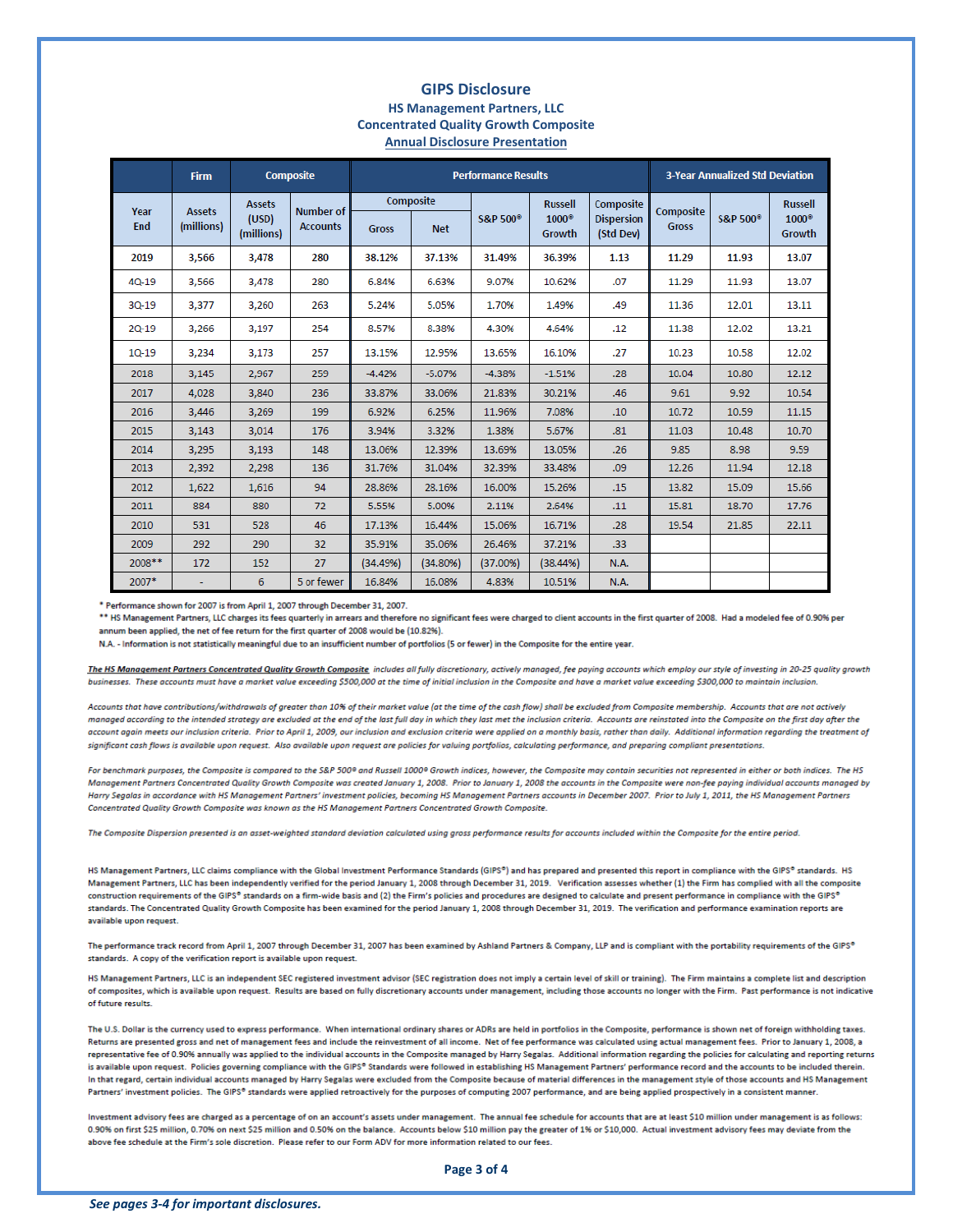# GIPS Disclosure

### HS Management Partners, LLC
### Concentrated Quality Growth Composite
### Annual Disclosure Presentation

| | Firm | Composite | | Performance Results | | | | | 3-Year Annualized Std Deviation | | |
|---|---|---|---|---|---|---|---|---|---|---|---|
| Year End | Assets (millions) | Assets (USD) (millions) | Number of Accounts | Composite Gross | Composite Net | S&P 500® | Russell 1000® Growth | Composite Dispersion (Std Dev) | Composite Gross | S&P 500® | Russell 1000® Growth |
| 2019 | 3,566 | 3,478 | 280 | 38.12% | 37.13% | 31.49% | 36.39% | 1.13 | 11.29 | 11.93 | 13.07 |
| 4Q-19 | 3,566 | 3,478 | 280 | 6.84% | 6.63% | 9.07% | 10.62% | .07 | 11.29 | 11.93 | 13.07 |
| 3Q-19 | 3,377 | 3,260 | 263 | 5.24% | 5.05% | 1.70% | 1.49% | .49 | 11.36 | 12.01 | 13.11 |
| 2Q-19 | 3,266 | 3,197 | 254 | 8.57% | 8.38% | 4.30% | 4.64% | .12 | 11.38 | 12.02 | 13.21 |
| 1Q-19 | 3,234 | 3,173 | 257 | 13.15% | 12.95% | 13.65% | 16.10% | .27 | 10.23 | 10.58 | 12.02 |
| 2018 | 3,145 | 2,967 | 259 | -4.42% | -5.07% | -4.38% | -1.51% | .28 | 10.04 | 10.80 | 12.12 |
| 2017 | 4,028 | 3,840 | 236 | 33.87% | 33.06% | 21.83% | 30.21% | .46 | 9.61 | 9.92 | 10.54 |
| 2016 | 3,446 | 3,269 | 199 | 6.92% | 6.25% | 11.96% | 7.08% | .10 | 10.72 | 10.59 | 11.15 |
| 2015 | 3,143 | 3,014 | 176 | 3.94% | 3.32% | 1.38% | 5.67% | .81 | 11.03 | 10.48 | 10.70 |
| 2014 | 3,295 | 3,193 | 148 | 13.06% | 12.39% | 13.69% | 13.05% | .26 | 9.85 | 8.98 | 9.59 |
| 2013 | 2,392 | 2,298 | 136 | 31.76% | 31.04% | 32.39% | 33.48% | .09 | 12.26 | 11.94 | 12.18 |
| 2012 | 1,622 | 1,616 | 94 | 28.86% | 28.16% | 16.00% | 15.26% | .15 | 13.82 | 15.09 | 15.66 |
| 2011 | 884 | 880 | 72 | 5.55% | 5.00% | 2.11% | 2.64% | .11 | 15.81 | 18.70 | 17.76 |
| 2010 | 531 | 528 | 46 | 17.13% | 16.44% | 15.06% | 16.71% | .28 | 19.54 | 21.85 | 22.11 |
| 2009 | 292 | 290 | 32 | 35.91% | 35.06% | 26.46% | 37.21% | .33 | | | |
| 2008** | 172 | 152 | 27 | (34.49%) | (34.80%) | (37.00%) | (38.44%) | N.A. | | | |
| 2007* | - | 6 | 5 or fewer | 16.84% | 16.08% | 4.83% | 10.51% | N.A. | | | |

* Performance shown for 2007 is from April 1, 2007 through December 31, 2007.
** HS Management Partners, LLC charges its fees quarterly in arrears and therefore no significant fees were charged to client accounts in the first quarter of 2008. Had a modeled fee of 0.90% per annum been applied, the net of fee return for the first quarter of 2008 would be (10.82%).
N.A. - Information is not statistically meaningful due to an insufficient number of portfolios (5 or fewer) in the Composite for the entire year.

*__The HS Management Partners Concentrated Quality Growth Composite__ includes all fully discretionary, actively managed, fee paying accounts which employ our style of investing in 20-25 quality growth businesses. These accounts must have a market value exceeding $500,000 at the time of initial inclusion in the Composite and have a market value exceeding $300,000 to maintain inclusion.*

*Accounts that have contributions/withdrawals of greater than 10% of their market value (at the time of the cash flow) shall be excluded from Composite membership. Accounts that are not actively managed according to the intended strategy are excluded at the end of the last full day in which they last met the inclusion criteria. Accounts are reinstated into the Composite on the first day after the account again meets our inclusion criteria. Prior to April 1, 2009, our inclusion and exclusion criteria were applied on a monthly basis, rather than daily. Additional information regarding the treatment of significant cash flows is available upon request. Also available upon request are policies for valuing portfolios, calculating performance, and preparing compliant presentations.*

*For benchmark purposes, the Composite is compared to the S&P 500® and Russell 1000® Growth indices, however, the Composite may contain securities not represented in either or both indices. The HS Management Partners Concentrated Quality Growth Composite was created January 1, 2008. Prior to January 1, 2008 the accounts in the Composite were non-fee paying individual accounts managed by Harry Segalas in accordance with HS Management Partners' investment policies, becoming HS Management Partners accounts in December 2007. Prior to July 1, 2011, the HS Management Partners Concentrated Quality Growth Composite was known as the HS Management Partners Concentrated Growth Composite.*

*The Composite Dispersion presented is an asset-weighted standard deviation calculated using gross performance results for accounts included within the Composite for the entire period.*

HS Management Partners, LLC claims compliance with the Global Investment Performance Standards (GIPS®) and has prepared and presented this report in compliance with the GIPS® standards. HS Management Partners, LLC has been independently verified for the period January 1, 2008 through December 31, 2019. Verification assesses whether (1) the Firm has complied with all the composite construction requirements of the GIPS® standards on a firm-wide basis and (2) the Firm's policies and procedures are designed to calculate and present performance in compliance with the GIPS® standards. The Concentrated Quality Growth Composite has been examined for the period January 1, 2008 through December 31, 2019. The verification and performance examination reports are available upon request.

The performance track record from April 1, 2007 through December 31, 2007 has been examined by Ashland Partners & Company, LLP and is compliant with the portability requirements of the GIPS® standards. A copy of the verification report is available upon request.

HS Management Partners, LLC is an independent SEC registered investment advisor (SEC registration does not imply a certain level of skill or training). The Firm maintains a complete list and description of composites, which is available upon request. Results are based on fully discretionary accounts under management, including those accounts no longer with the Firm. Past performance is not indicative of future results.

The U.S. Dollar is the currency used to express performance. When international ordinary shares or ADRs are held in portfolios in the Composite, performance is shown net of foreign withholding taxes. Returns are presented gross and net of management fees and include the reinvestment of all income. Net of fee performance was calculated using actual management fees. Prior to January 1, 2008, a representative fee of 0.90% annually was applied to the individual accounts in the Composite managed by Harry Segalas. Additional information regarding the policies for calculating and reporting returns is available upon request. Policies governing compliance with the GIPS® Standards were followed in establishing HS Management Partners' performance record and the accounts to be included therein. In that regard, certain individual accounts managed by Harry Segalas were excluded from the Composite because of material differences in the management style of those accounts and HS Management Partners' investment policies. The GIPS® standards were applied retroactively for the purposes of computing 2007 performance, and are being applied prospectively in a consistent manner.

Investment advisory fees are charged as a percentage of on an account's assets under management. The annual fee schedule for accounts that are at least $10 million under management is as follows: 0.90% on first $25 million, 0.70% on next $25 million and 0.50% on the balance. Accounts below $10 million pay the greater of 1% or $10,000. Actual investment advisory fees may deviate from the above fee schedule at the Firm's sole discretion. Please refer to our Form ADV for more information related to our fees.

*See pages 3-4 for important disclosures.*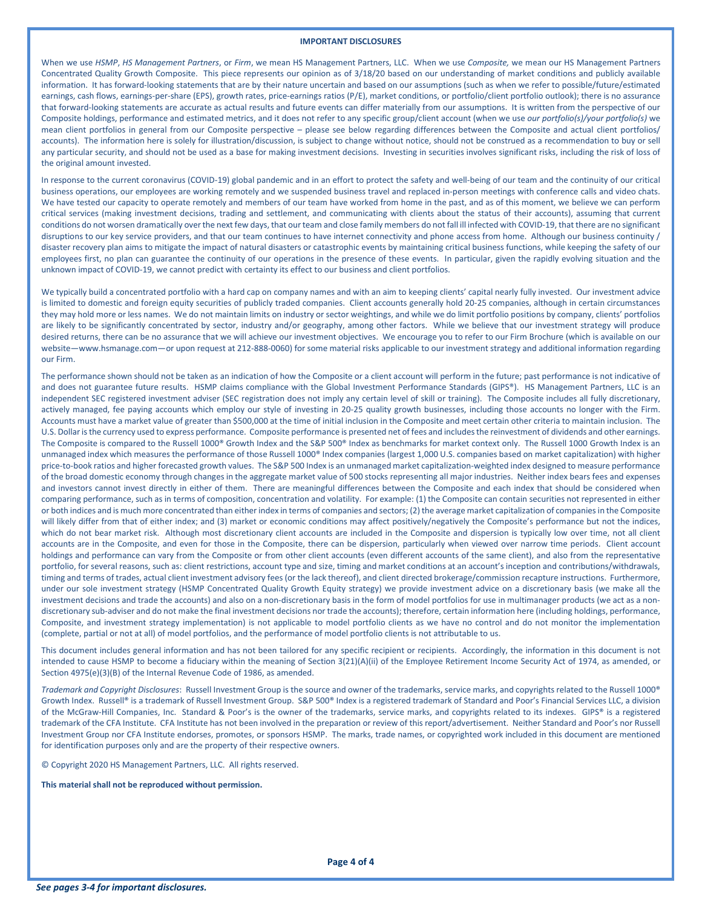**IMPORTANT DISCLOSURES**

When we use *HSMP*, *HS Management Partners*, or *Firm*, we mean HS Management Partners, LLC. When we use *Composite,* we mean our HS Management Partners Concentrated Quality Growth Composite. This piece represents our opinion as of 3/18/20 based on our understanding of market conditions and publicly available information. It has forward-looking statements that are by their nature uncertain and based on our assumptions (such as when we refer to possible/future/estimated earnings, cash flows, earnings-per-share (EPS), growth rates, price-earnings ratios (P/E), market conditions, or portfolio/client portfolio outlook); there is no assurance that forward-looking statements are accurate as actual results and future events can differ materially from our assumptions. It is written from the perspective of our Composite holdings, performance and estimated metrics, and it does not refer to any specific group/client account (when we use *our portfolio(s)/your portfolio(s)* we mean client portfolios in general from our Composite perspective – please see below regarding differences between the Composite and actual client portfolios/ accounts). The information here is solely for illustration/discussion, is subject to change without notice, should not be construed as a recommendation to buy or sell any particular security, and should not be used as a base for making investment decisions. Investing in securities involves significant risks, including the risk of loss of the original amount invested.

In response to the current coronavirus (COVID-19) global pandemic and in an effort to protect the safety and well-being of our team and the continuity of our critical business operations, our employees are working remotely and we suspended business travel and replaced in-person meetings with conference calls and video chats. We have tested our capacity to operate remotely and members of our team have worked from home in the past, and as of this moment, we believe we can perform critical services (making investment decisions, trading and settlement, and communicating with clients about the status of their accounts), assuming that current conditions do not worsen dramatically over the next few days, that our team and close family members do not fall ill infected with COVID-19, that there are no significant disruptions to our key service providers, and that our team continues to have internet connectivity and phone access from home. Although our business continuity / disaster recovery plan aims to mitigate the impact of natural disasters or catastrophic events by maintaining critical business functions, while keeping the safety of our employees first, no plan can guarantee the continuity of our operations in the presence of these events. In particular, given the rapidly evolving situation and the unknown impact of COVID-19, we cannot predict with certainty its effect to our business and client portfolios.

We typically build a concentrated portfolio with a hard cap on company names and with an aim to keeping clients' capital nearly fully invested. Our investment advice is limited to domestic and foreign equity securities of publicly traded companies. Client accounts generally hold 20-25 companies, although in certain circumstances they may hold more or less names. We do not maintain limits on industry or sector weightings, and while we do limit portfolio positions by company, clients' portfolios are likely to be significantly concentrated by sector, industry and/or geography, among other factors. While we believe that our investment strategy will produce desired returns, there can be no assurance that we will achieve our investment objectives. We encourage you to refer to our Firm Brochure (which is available on our website—www.hsmanage.com—or upon request at 212-888-0060) for some material risks applicable to our investment strategy and additional information regarding our Firm.

The performance shown should not be taken as an indication of how the Composite or a client account will perform in the future; past performance is not indicative of and does not guarantee future results. HSMP claims compliance with the Global Investment Performance Standards (GIPS®). HS Management Partners, LLC is an independent SEC registered investment adviser (SEC registration does not imply any certain level of skill or training). The Composite includes all fully discretionary, actively managed, fee paying accounts which employ our style of investing in 20-25 quality growth businesses, including those accounts no longer with the Firm. Accounts must have a market value of greater than $500,000 at the time of initial inclusion in the Composite and meet certain other criteria to maintain inclusion. The U.S. Dollar is the currency used to express performance. Composite performance is presented net of fees and includes the reinvestment of dividends and other earnings. The Composite is compared to the Russell 1000® Growth Index and the S&P 500® Index as benchmarks for market context only. The Russell 1000 Growth Index is an unmanaged index which measures the performance of those Russell 1000® Index companies (largest 1,000 U.S. companies based on market capitalization) with higher price-to-book ratios and higher forecasted growth values. The S&P 500 Index is an unmanaged market capitalization-weighted index designed to measure performance of the broad domestic economy through changes in the aggregate market value of 500 stocks representing all major industries. Neither index bears fees and expenses and investors cannot invest directly in either of them. There are meaningful differences between the Composite and each index that should be considered when comparing performance, such as in terms of composition, concentration and volatility. For example: (1) the Composite can contain securities not represented in either or both indices and is much more concentrated than either index in terms of companies and sectors; (2) the average market capitalization of companies in the Composite will likely differ from that of either index; and (3) market or economic conditions may affect positively/negatively the Composite's performance but not the indices, which do not bear market risk. Although most discretionary client accounts are included in the Composite and dispersion is typically low over time, not all client accounts are in the Composite, and even for those in the Composite, there can be dispersion, particularly when viewed over narrow time periods. Client account holdings and performance can vary from the Composite or from other client accounts (even different accounts of the same client), and also from the representative portfolio, for several reasons, such as: client restrictions, account type and size, timing and market conditions at an account's inception and contributions/withdrawals, timing and terms of trades, actual client investment advisory fees (or the lack thereof), and client directed brokerage/commission recapture instructions. Furthermore, under our sole investment strategy (HSMP Concentrated Quality Growth Equity strategy) we provide investment advice on a discretionary basis (we make all the investment decisions and trade the accounts) and also on a non-discretionary basis in the form of model portfolios for use in multimanager products (we act as a non-discretionary sub-adviser and do not make the final investment decisions nor trade the accounts); therefore, certain information here (including holdings, performance, Composite, and investment strategy implementation) is not applicable to model portfolio clients as we have no control and do not monitor the implementation (complete, partial or not at all) of model portfolios, and the performance of model portfolio clients is not attributable to us.

This document includes general information and has not been tailored for any specific recipient or recipients. Accordingly, the information in this document is not intended to cause HSMP to become a fiduciary within the meaning of Section 3(21)(A)(ii) of the Employee Retirement Income Security Act of 1974, as amended, or Section 4975(e)(3)(B) of the Internal Revenue Code of 1986, as amended.

*Trademark and Copyright Disclosures*: Russell Investment Group is the source and owner of the trademarks, service marks, and copyrights related to the Russell 1000® Growth Index. Russell® is a trademark of Russell Investment Group. S&P 500® Index is a registered trademark of Standard and Poor's Financial Services LLC, a division of the McGraw-Hill Companies, Inc. Standard & Poor's is the owner of the trademarks, service marks, and copyrights related to its indexes. GIPS® is a registered trademark of the CFA Institute. CFA Institute has not been involved in the preparation or review of this report/advertisement. Neither Standard and Poor's nor Russell Investment Group nor CFA Institute endorses, promotes, or sponsors HSMP. The marks, trade names, or copyrighted work included in this document are mentioned for identification purposes only and are the property of their respective owners.

© Copyright 2020 HS Management Partners, LLC. All rights reserved.

**This material shall not be reproduced without permission.**

***See pages 3-4 for important disclosures.***